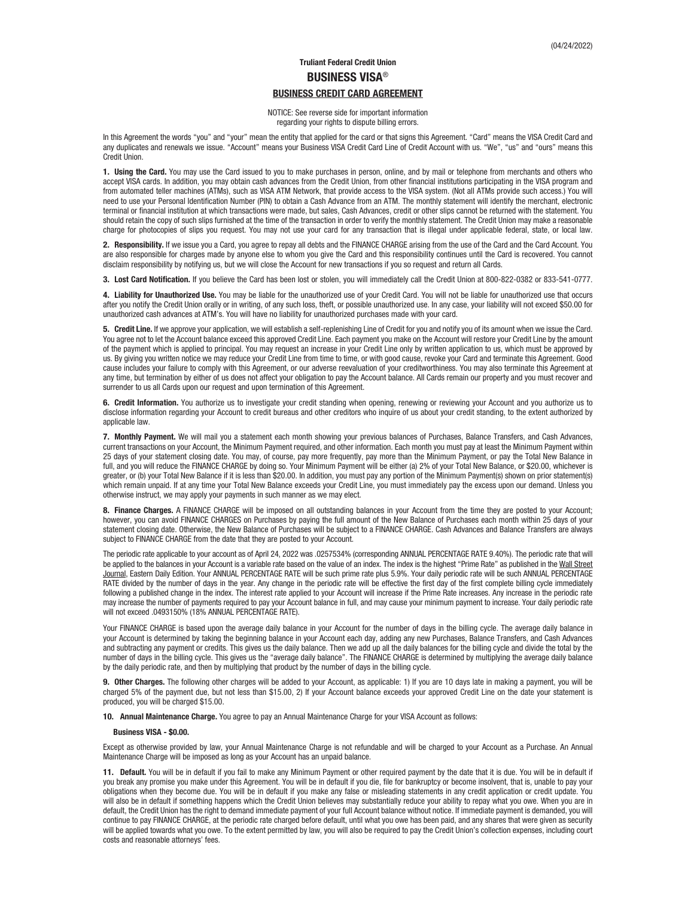(04/24/2022)

**Truliant Federal Credit Union**

# BUSINESS VISA®

## BUSINESS CREDIT CARD AGREEMENT

NOTICE: See reverse side for important information regarding your rights to dispute billing errors.

In this Agreement the words "you" and "your" mean the entity that applied for the card or that signs this Agreement. "Card" means the VISA Credit Card and any duplicates and renewals we issue. "Account" means your Business VISA Credit Card Line of Credit Account with us. "We", "us" and "ours" means this Credit Union.

**1. Using the Card.** You may use the Card issued to you to make purchases in person, online, and by mail or telephone from merchants and others who accept VISA cards. In addition, you may obtain cash advances from the Credit Union, from other financial institutions participating in the VISA program and from automated teller machines (ATMs), such as VISA ATM Network, that provide access to the VISA system. (Not all ATMs provide such access.) You will need to use your Personal Identification Number (PIN) to obtain a Cash Advance from an ATM. The monthly statement will identify the merchant, electronic terminal or financial institution at which transactions were made, but sales, Cash Advances, credit or other slips cannot be returned with the statement. You should retain the copy of such slips furnished at the time of the transaction in order to verify the monthly statement. The Credit Union may make a reasonable charge for photocopies of slips you request. You may not use your card for any transaction that is illegal under applicable federal, state, or local law.

**2. Responsibility.** If we issue you a Card, you agree to repay all debts and the FINANCE CHARGE arising from the use of the Card and the Card Account. You are also responsible for charges made by anyone else to whom you give the Card and this responsibility continues until the Card is recovered. You cannot disclaim responsibility by notifying us, but we will close the Account for new transactions if you so request and return all Cards.

**3. Lost Card Notification.** If you believe the Card has been lost or stolen, you will immediately call the Credit Union at 800-822-0382 or 833-541-0777.

**4. Liability for Unauthorized Use.** You may be liable for the unauthorized use of your Credit Card. You will not be liable for unauthorized use that occurs after you notify the Credit Union orally or in writing, of any such loss, theft, or possible unauthorized use. In any case, your liability will not exceed $50.00 for unauthorized cash advances at ATM's. You will have no liability for unauthorized purchases made with your card.

**5. Credit Line.** If we approve your application, we will establish a self-replenishing Line of Credit for you and notify you of its amount when we issue the Card. You agree not to let the Account balance exceed this approved Credit Line. Each payment you make on the Account will restore your Credit Line by the amount of the payment which is applied to principal. You may request an increase in your Credit Line only by written application to us, which must be approved by us. By giving you written notice we may reduce your Credit Line from time to time, or with good cause, revoke your Card and terminate this Agreement. Good cause includes your failure to comply with this Agreement, or our adverse reevaluation of your creditworthiness. You may also terminate this Agreement at any time, but termination by either of us does not affect your obligation to pay the Account balance. All Cards remain our property and you must recover and surrender to us all Cards upon our request and upon termination of this Agreement.

**6. Credit Information.** You authorize us to investigate your credit standing when opening, renewing or reviewing your Account and you authorize us to disclose information regarding your Account to credit bureaus and other creditors who inquire of us about your credit standing, to the extent authorized by applicable law.

**7. Monthly Payment.** We will mail you a statement each month showing your previous balances of Purchases, Balance Transfers, and Cash Advances, current transactions on your Account, the Minimum Payment required, and other information. Each month you must pay at least the Minimum Payment within 25 days of your statement closing date. You may, of course, pay more frequently, pay more than the Minimum Payment, or pay the Total New Balance in full, and you will reduce the FINANCE CHARGE by doing so. Your Minimum Payment will be either (a) 2% of your Total New Balance, or $20.00, whichever is greater, or (b) your Total New Balance if it is less than $20.00. In addition, you must pay any portion of the Minimum Payment(s) shown on prior statement(s) which remain unpaid. If at any time your Total New Balance exceeds your Credit Line, you must immediately pay the excess upon our demand. Unless you otherwise instruct, we may apply your payments in such manner as we may elect.

**8. Finance Charges.** A FINANCE CHARGE will be imposed on all outstanding balances in your Account from the time they are posted to your Account; however, you can avoid FINANCE CHARGES on Purchases by paying the full amount of the New Balance of Purchases each month within 25 days of your statement closing date. Otherwise, the New Balance of Purchases will be subject to a FINANCE CHARGE. Cash Advances and Balance Transfers are always subject to FINANCE CHARGE from the date that they are posted to your Account.

The periodic rate applicable to your account as of April 24, 2022 was .0257534% (corresponding ANNUAL PERCENTAGE RATE 9.40%). The periodic rate that will be applied to the balances in your Account is a variable rate based on the value of an index. The index is the highest "Prime Rate" as published in the Wall Street Journal, Eastern Daily Edition. Your ANNUAL PERCENTAGE RATE will be such prime rate plus 5.9%. Your daily periodic rate will be such ANNUAL PERCENTAGE RATE divided by the number of days in the year. Any change in the periodic rate will be effective the first day of the first complete billing cycle immediately following a published change in the index. The interest rate applied to your Account will increase if the Prime Rate increases. Any increase in the periodic rate may increase the number of payments required to pay your Account balance in full, and may cause your minimum payment to increase. Your daily periodic rate will not exceed .0493150% (18% ANNUAL PERCENTAGE RATE).

Your FINANCE CHARGE is based upon the average daily balance in your Account for the number of days in the billing cycle. The average daily balance in your Account is determined by taking the beginning balance in your Account each day, adding any new Purchases, Balance Transfers, and Cash Advances and subtracting any payment or credits. This gives us the daily balance. Then we add up all the daily balances for the billing cycle and divide the total by the number of days in the billing cycle. This gives us the "average daily balance". The FINANCE CHARGE is determined by multiplying the average daily balance by the daily periodic rate, and then by multiplying that product by the number of days in the billing cycle.

**9. Other Charges.** The following other charges will be added to your Account, as applicable: 1) If you are 10 days late in making a payment, you will be charged 5% of the payment due, but not less than $15.00, 2) If your Account balance exceeds your approved Credit Line on the date your statement is produced, you will be charged $15.00.

**10. Annual Maintenance Charge.** You agree to pay an Annual Maintenance Charge for your VISA Account as follows:

**Business VISA - $0.00.**

Except as otherwise provided by law, your Annual Maintenance Charge is not refundable and will be charged to your Account as a Purchase. An Annual Maintenance Charge will be imposed as long as your Account has an unpaid balance.

**11. Default.** You will be in default if you fail to make any Minimum Payment or other required payment by the date that it is due. You will be in default if you break any promise you make under this Agreement. You will be in default if you die, file for bankruptcy or become insolvent, that is, unable to pay your obligations when they become due. You will be in default if you make any false or misleading statements in any credit application or credit update. You will also be in default if something happens which the Credit Union believes may substantially reduce your ability to repay what you owe. When you are in default, the Credit Union has the right to demand immediate payment of your full Account balance without notice. If immediate payment is demanded, you will continue to pay FINANCE CHARGE, at the periodic rate charged before default, until what you owe has been paid, and any shares that were given as security will be applied towards what you owe. To the extent permitted by law, you will also be required to pay the Credit Union's collection expenses, including court costs and reasonable attorneys' fees.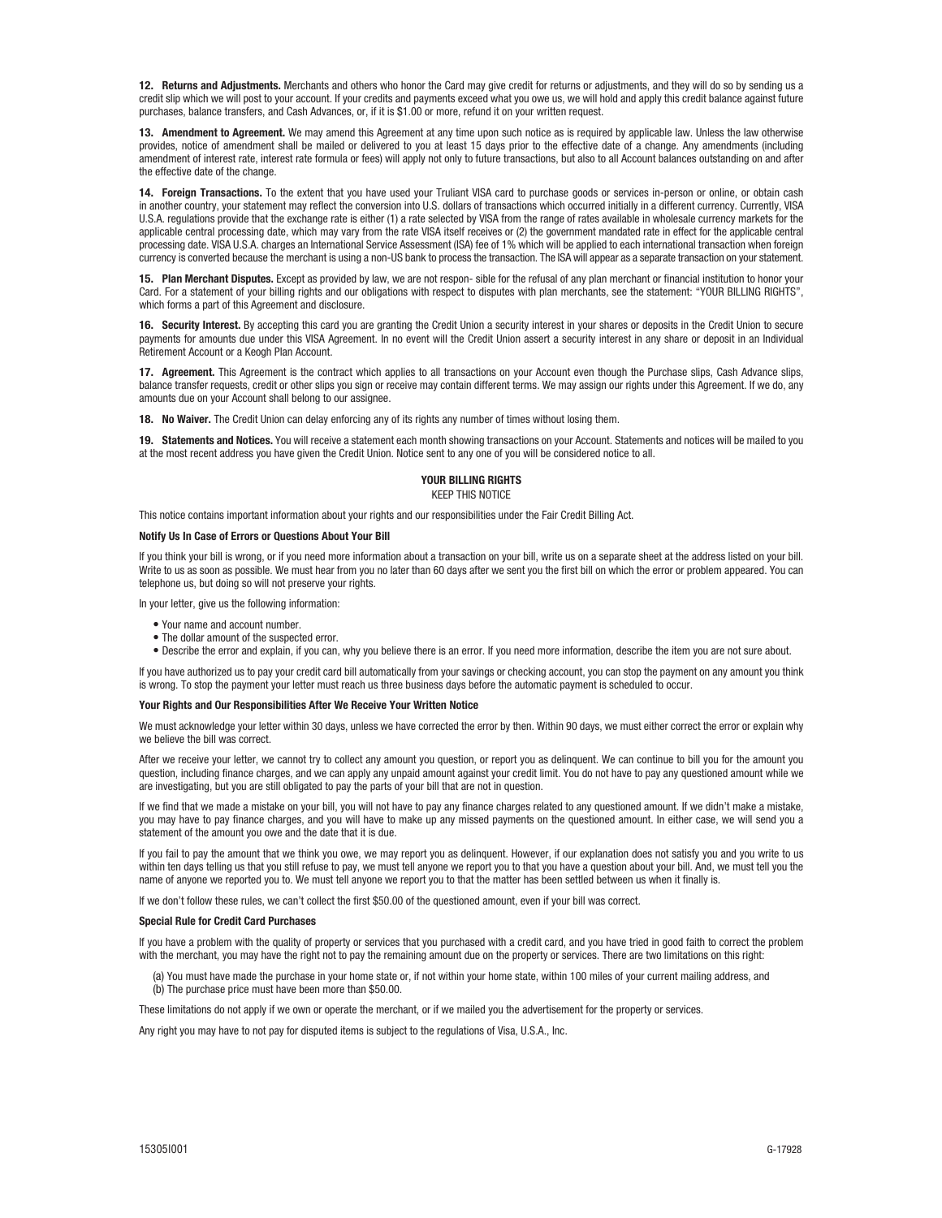**12. Returns and Adjustments.** Merchants and others who honor the Card may give credit for returns or adjustments, and they will do so by sending us a credit slip which we will post to your account. If your credits and payments exceed what you owe us, we will hold and apply this credit balance against future purchases, balance transfers, and Cash Advances, or, if it is $1.00 or more, refund it on your written request.

**13. Amendment to Agreement.** We may amend this Agreement at any time upon such notice as is required by applicable law. Unless the law otherwise provides, notice of amendment shall be mailed or delivered to you at least 15 days prior to the effective date of a change. Any amendments (including amendment of interest rate, interest rate formula or fees) will apply not only to future transactions, but also to all Account balances outstanding on and after the effective date of the change.

**14. Foreign Transactions.** To the extent that you have used your Truliant VISA card to purchase goods or services in-person or online, or obtain cash in another country, your statement may reflect the conversion into U.S. dollars of transactions which occurred initially in a different currency. Currently, VISA U.S.A. regulations provide that the exchange rate is either (1) a rate selected by VISA from the range of rates available in wholesale currency markets for the applicable central processing date, which may vary from the rate VISA itself receives or (2) the government mandated rate in effect for the applicable central processing date. VISA U.S.A. charges an International Service Assessment (ISA) fee of 1% which will be applied to each international transaction when foreign currency is converted because the merchant is using a non-US bank to process the transaction. The ISA will appear as a separate transaction on your statement.

**15. Plan Merchant Disputes.** Except as provided by law, we are not respon- sible for the refusal of any plan merchant or financial institution to honor your Card. For a statement of your billing rights and our obligations with respect to disputes with plan merchants, see the statement: "YOUR BILLING RIGHTS", which forms a part of this Agreement and disclosure.

**16. Security Interest.** By accepting this card you are granting the Credit Union a security interest in your shares or deposits in the Credit Union to secure payments for amounts due under this VISA Agreement. In no event will the Credit Union assert a security interest in any share or deposit in an Individual Retirement Account or a Keogh Plan Account.

**17. Agreement.** This Agreement is the contract which applies to all transactions on your Account even though the Purchase slips, Cash Advance slips, balance transfer requests, credit or other slips you sign or receive may contain different terms. We may assign our rights under this Agreement. If we do, any amounts due on your Account shall belong to our assignee.

**18. No Waiver.** The Credit Union can delay enforcing any of its rights any number of times without losing them.

**19. Statements and Notices.** You will receive a statement each month showing transactions on your Account. Statements and notices will be mailed to you at the most recent address you have given the Credit Union. Notice sent to any one of you will be considered notice to all.

## YOUR BILLING RIGHTS

KEEP THIS NOTICE

This notice contains important information about your rights and our responsibilities under the Fair Credit Billing Act.

### Notify Us In Case of Errors or Questions About Your Bill

If you think your bill is wrong, or if you need more information about a transaction on your bill, write us on a separate sheet at the address listed on your bill. Write to us as soon as possible. We must hear from you no later than 60 days after we sent you the first bill on which the error or problem appeared. You can telephone us, but doing so will not preserve your rights.

In your letter, give us the following information:

- Your name and account number.
- The dollar amount of the suspected error.
- Describe the error and explain, if you can, why you believe there is an error. If you need more information, describe the item you are not sure about.

If you have authorized us to pay your credit card bill automatically from your savings or checking account, you can stop the payment on any amount you think is wrong. To stop the payment your letter must reach us three business days before the automatic payment is scheduled to occur.

### Your Rights and Our Responsibilities After We Receive Your Written Notice

We must acknowledge your letter within 30 days, unless we have corrected the error by then. Within 90 days, we must either correct the error or explain why we believe the bill was correct.

After we receive your letter, we cannot try to collect any amount you question, or report you as delinquent. We can continue to bill you for the amount you question, including finance charges, and we can apply any unpaid amount against your credit limit. You do not have to pay any questioned amount while we are investigating, but you are still obligated to pay the parts of your bill that are not in question.

If we find that we made a mistake on your bill, you will not have to pay any finance charges related to any questioned amount. If we didn't make a mistake, you may have to pay finance charges, and you will have to make up any missed payments on the questioned amount. In either case, we will send you a statement of the amount you owe and the date that it is due.

If you fail to pay the amount that we think you owe, we may report you as delinquent. However, if our explanation does not satisfy you and you write to us within ten days telling us that you still refuse to pay, we must tell anyone we report you to that you have a question about your bill. And, we must tell you the name of anyone we reported you to. We must tell anyone we report you to that the matter has been settled between us when it finally is.

If we don't follow these rules, we can't collect the first $50.00 of the questioned amount, even if your bill was correct.

### Special Rule for Credit Card Purchases

If you have a problem with the quality of property or services that you purchased with a credit card, and you have tried in good faith to correct the problem with the merchant, you may have the right not to pay the remaining amount due on the property or services. There are two limitations on this right:

(a) You must have made the purchase in your home state or, if not within your home state, within 100 miles of your current mailing address, and
(b) The purchase price must have been more than $50.00.

These limitations do not apply if we own or operate the merchant, or if we mailed you the advertisement for the property or services.

Any right you may have to not pay for disputed items is subject to the regulations of Visa, U.S.A., Inc.

15305I001 G-17928